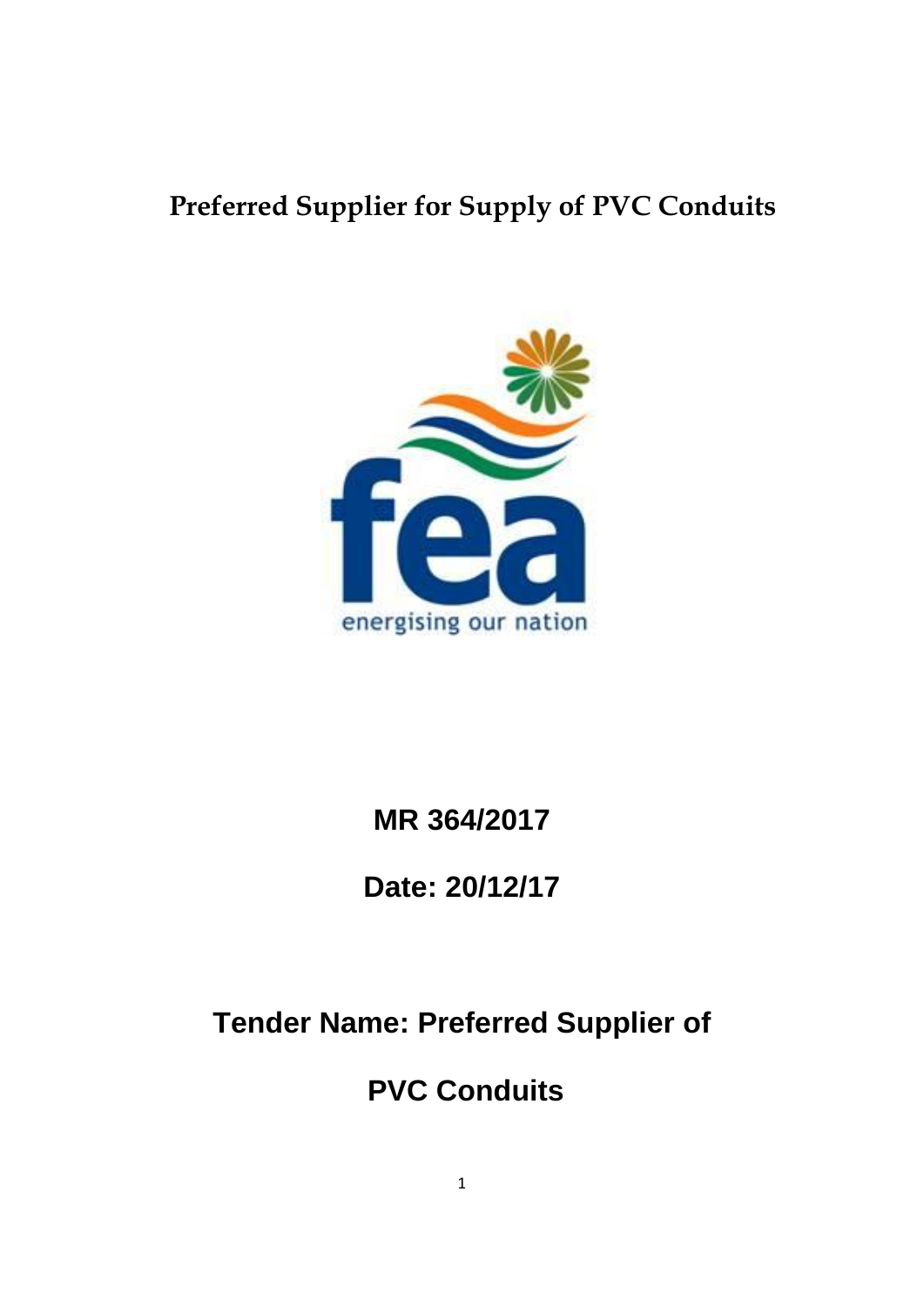# Preferred Supplier for Supply of PVC Conduits

fea

energising our nation

**MR 364/2017**

**Date: 20/12/17**

**Tender Name: Preferred Supplier of PVC Conduits**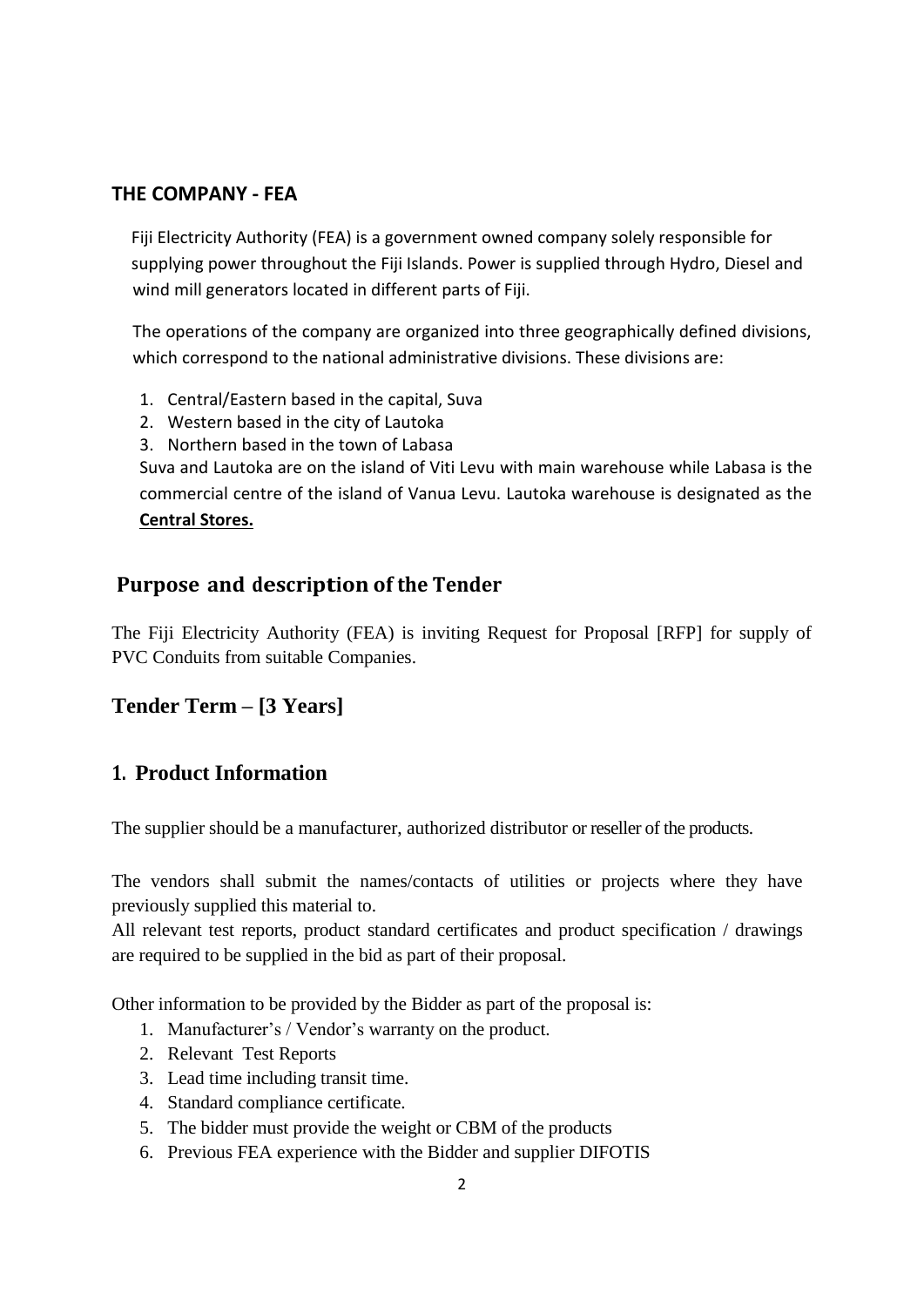## THE COMPANY - FEA

Fiji Electricity Authority (FEA) is a government owned company solely responsible for supplying power throughout the Fiji Islands. Power is supplied through Hydro, Diesel and wind mill generators located in different parts of Fiji.

The operations of the company are organized into three geographically defined divisions, which correspond to the national administrative divisions. These divisions are:

1. Central/Eastern based in the capital, Suva
2. Western based in the city of Lautoka
3. Northern based in the town of Labasa

Suva and Lautoka are on the island of Viti Levu with main warehouse while Labasa is the commercial centre of the island of Vanua Levu. Lautoka warehouse is designated as the **Central Stores.**

## Purpose and description of the Tender

The Fiji Electricity Authority (FEA) is inviting Request for Proposal [RFP] for supply of PVC Conduits from suitable Companies.

## Tender Term – [3 Years]

## 1. Product Information

The supplier should be a manufacturer, authorized distributor or reseller of the products.

The vendors shall submit the names/contacts of utilities or projects where they have previously supplied this material to.

All relevant test reports, product standard certificates and product specification / drawings are required to be supplied in the bid as part of their proposal.

Other information to be provided by the Bidder as part of the proposal is:

1. Manufacturer's / Vendor's warranty on the product.
2. Relevant Test Reports
3. Lead time including transit time.
4. Standard compliance certificate.
5. The bidder must provide the weight or CBM of the products
6. Previous FEA experience with the Bidder and supplier DIFOTIS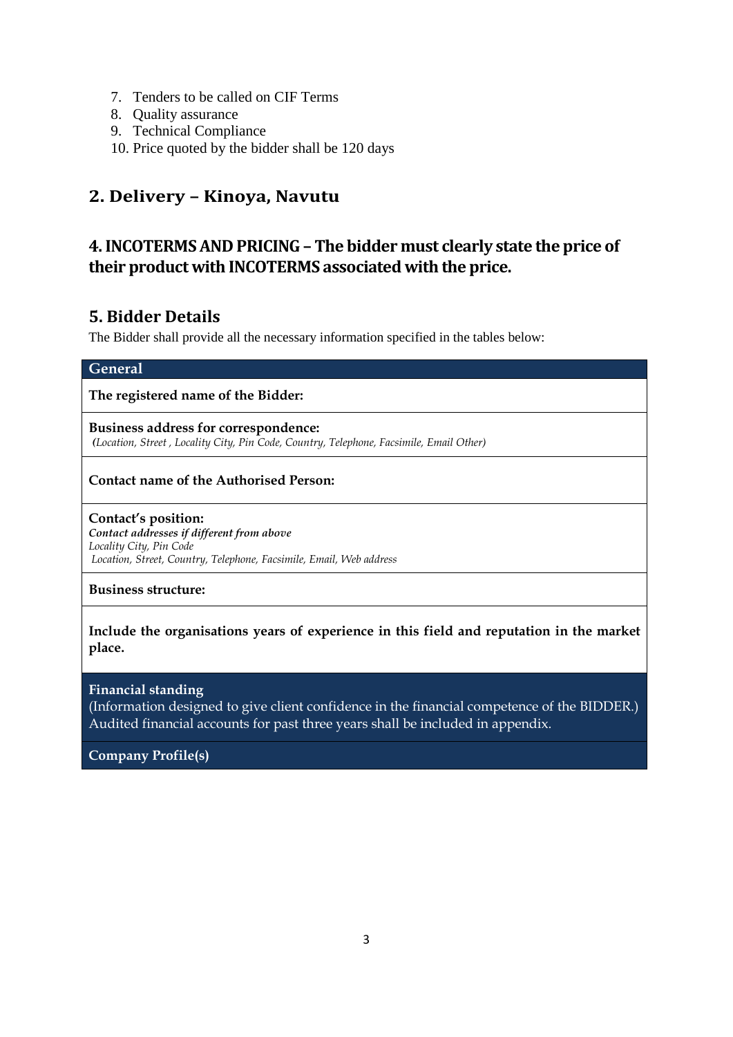7. Tenders to be called on CIF Terms
8. Quality assurance
9. Technical Compliance
10. Price quoted by the bidder shall be 120 days

## 2. Delivery – Kinoya, Navutu

## 4. INCOTERMS AND PRICING – The bidder must clearly state the price of their product with INCOTERMS associated with the price.

## 5. Bidder Details

The Bidder shall provide all the necessary information specified in the tables below:

| **General** |
|---|
| **The registered name of the Bidder:** |
| **Business address for correspondence:**<br>*(Location, Street , Locality City, Pin Code, Country, Telephone, Facsimile, Email Other)* |
| **Contact name of the Authorised Person:** |
| **Contact's position:**<br>***Contact addresses if different from above***<br>*Locality City, Pin Code*<br>*Location, Street, Country, Telephone, Facsimile, Email, Web address* |
| **Business structure:** |
| **Include the organisations years of experience in this field and reputation in the market place.** |
| **Financial standing**<br>(Information designed to give client confidence in the financial competence of the BIDDER.) Audited financial accounts for past three years shall be included in appendix. |
| **Company Profile(s)** |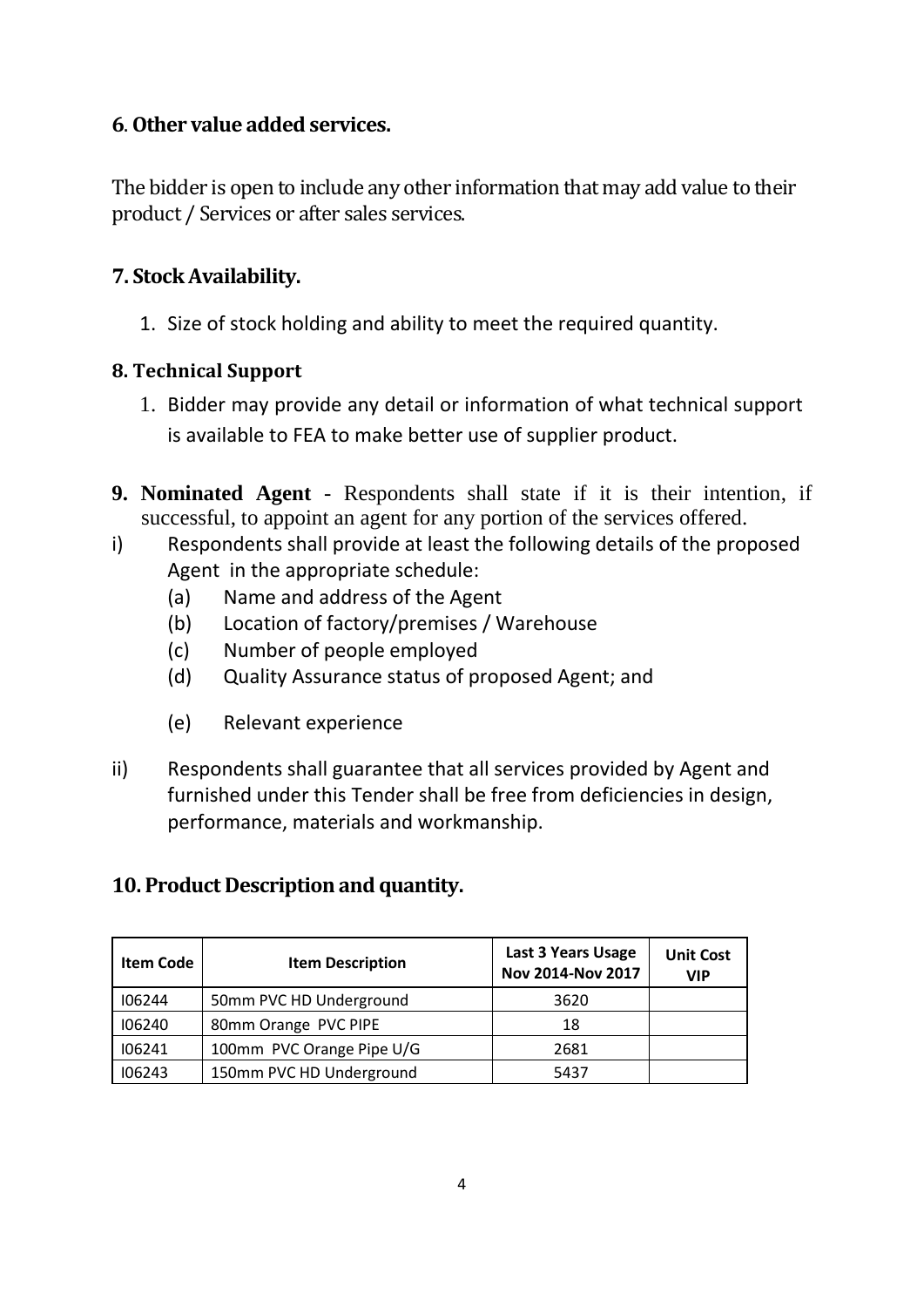## 6. Other value added services.

The bidder is open to include any other information that may add value to their product / Services or after sales services.

## 7. Stock Availability.

1. Size of stock holding and ability to meet the required quantity.

## 8. Technical Support

1. Bidder may provide any detail or information of what technical support is available to FEA to make better use of supplier product.

**9. Nominated Agent** - Respondents shall state if it is their intention, if successful, to appoint an agent for any portion of the services offered.

i) Respondents shall provide at least the following details of the proposed Agent in the appropriate schedule:
   - (a) Name and address of the Agent
   - (b) Location of factory/premises / Warehouse
   - (c) Number of people employed
   - (d) Quality Assurance status of proposed Agent; and
   - (e) Relevant experience

ii) Respondents shall guarantee that all services provided by Agent and furnished under this Tender shall be free from deficiencies in design, performance, materials and workmanship.

## 10. Product Description and quantity.

| Item Code | Item Description | Last 3 Years Usage Nov 2014-Nov 2017 | Unit Cost VIP |
|---|---|---|---|
| I06244 | 50mm PVC HD Underground | 3620 | |
| I06240 | 80mm Orange PVC PIPE | 18 | |
| I06241 | 100mm PVC Orange Pipe U/G | 2681 | |
| I06243 | 150mm PVC HD Underground | 5437 | |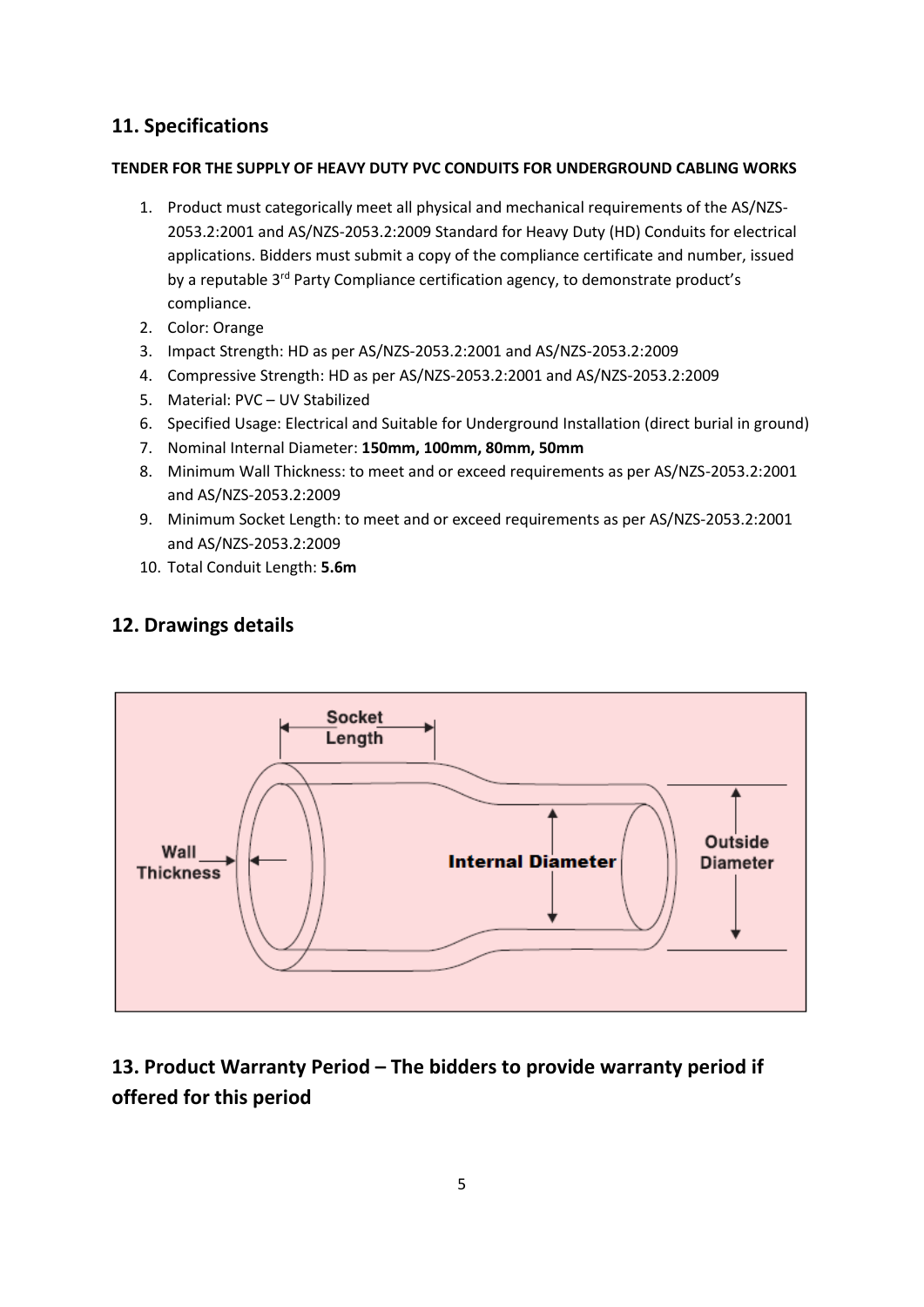## 11. Specifications

**TENDER FOR THE SUPPLY OF HEAVY DUTY PVC CONDUITS FOR UNDERGROUND CABLING WORKS**

1. Product must categorically meet all physical and mechanical requirements of the AS/NZS-2053.2:2001 and AS/NZS-2053.2:2009 Standard for Heavy Duty (HD) Conduits for electrical applications. Bidders must submit a copy of the compliance certificate and number, issued by a reputable 3rd Party Compliance certification agency, to demonstrate product's compliance.
2. Color: Orange
3. Impact Strength: HD as per AS/NZS-2053.2:2001 and AS/NZS-2053.2:2009
4. Compressive Strength: HD as per AS/NZS-2053.2:2001 and AS/NZS-2053.2:2009
5. Material: PVC – UV Stabilized
6. Specified Usage: Electrical and Suitable for Underground Installation (direct burial in ground)
7. Nominal Internal Diameter: **150mm, 100mm, 80mm, 50mm**
8. Minimum Wall Thickness: to meet and or exceed requirements as per AS/NZS-2053.2:2001 and AS/NZS-2053.2:2009
9. Minimum Socket Length: to meet and or exceed requirements as per AS/NZS-2053.2:2001 and AS/NZS-2053.2:2009
10. Total Conduit Length: **5.6m**

## 12. Drawings details

Socket Length

Wall Thickness

Internal Diameter

Outside Diameter

## 13. Product Warranty Period – The bidders to provide warranty period if offered for this period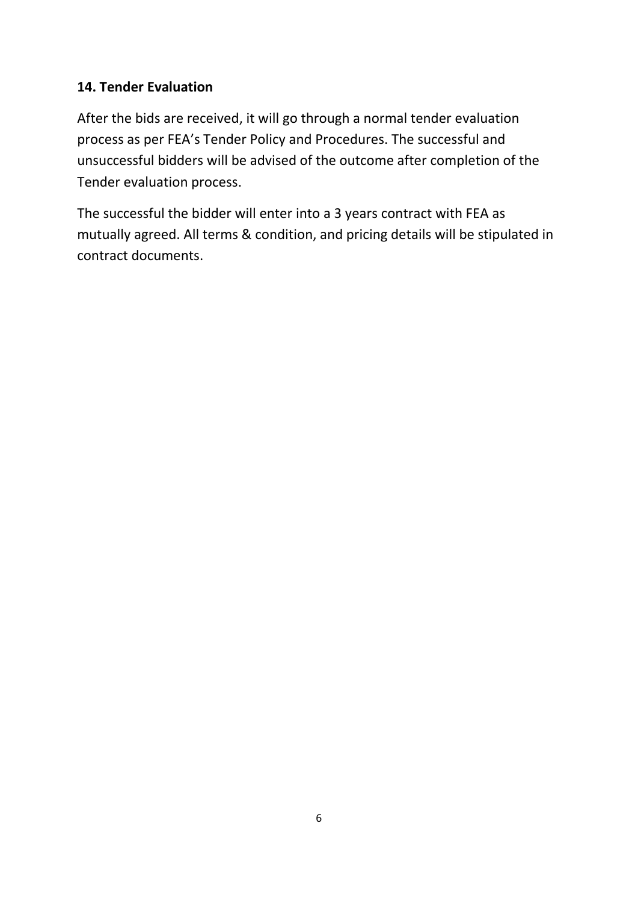## 14. Tender Evaluation

After the bids are received, it will go through a normal tender evaluation process as per FEA's Tender Policy and Procedures. The successful and unsuccessful bidders will be advised of the outcome after completion of the Tender evaluation process.

The successful the bidder will enter into a 3 years contract with FEA as mutually agreed. All terms & condition, and pricing details will be stipulated in contract documents.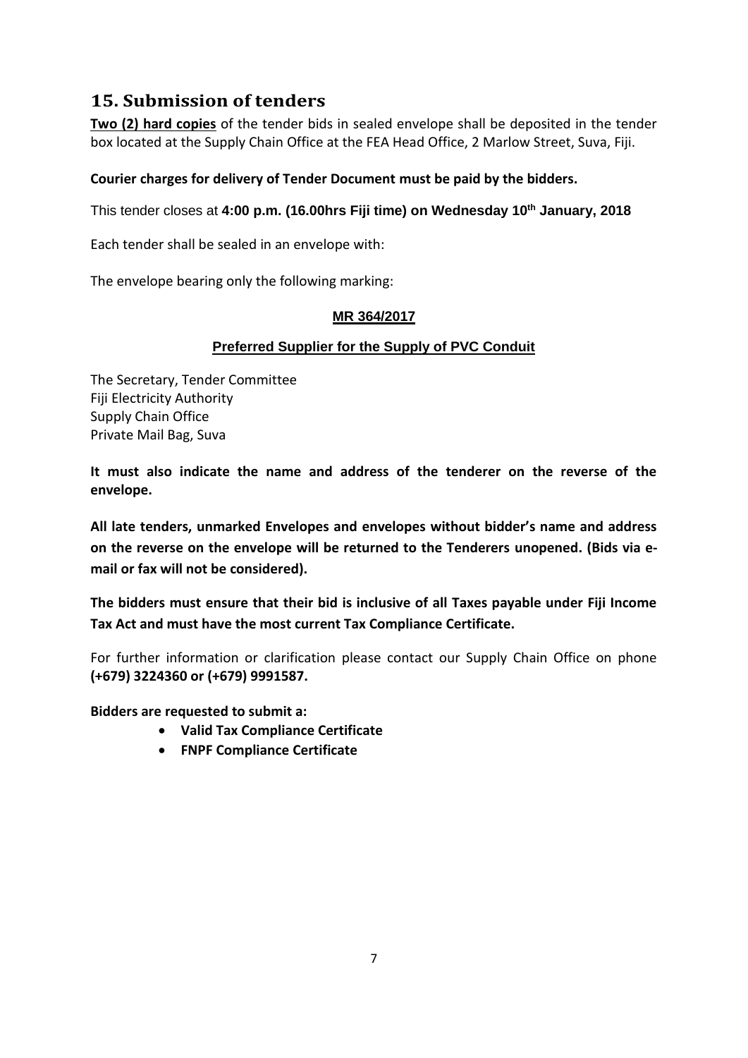## 15. Submission of tenders

**Two (2) hard copies** of the tender bids in sealed envelope shall be deposited in the tender box located at the Supply Chain Office at the FEA Head Office, 2 Marlow Street, Suva, Fiji.

**Courier charges for delivery of Tender Document must be paid by the bidders.**

This tender closes at **4:00 p.m. (16.00hrs Fiji time) on Wednesday 10th January, 2018**

Each tender shall be sealed in an envelope with:

The envelope bearing only the following marking:

**MR 364/2017**

**Preferred Supplier for the Supply of PVC Conduit**

The Secretary, Tender Committee
Fiji Electricity Authority
Supply Chain Office
Private Mail Bag, Suva

**It must also indicate the name and address of the tenderer on the reverse of the envelope.**

**All late tenders, unmarked Envelopes and envelopes without bidder's name and address on the reverse on the envelope will be returned to the Tenderers unopened. (Bids via e-mail or fax will not be considered).**

**The bidders must ensure that their bid is inclusive of all Taxes payable under Fiji Income Tax Act and must have the most current Tax Compliance Certificate.**

For further information or clarification please contact our Supply Chain Office on phone **(+679) 3224360 or (+679) 9991587.**

**Bidders are requested to submit a:**

- **Valid Tax Compliance Certificate**
- **FNPF Compliance Certificate**